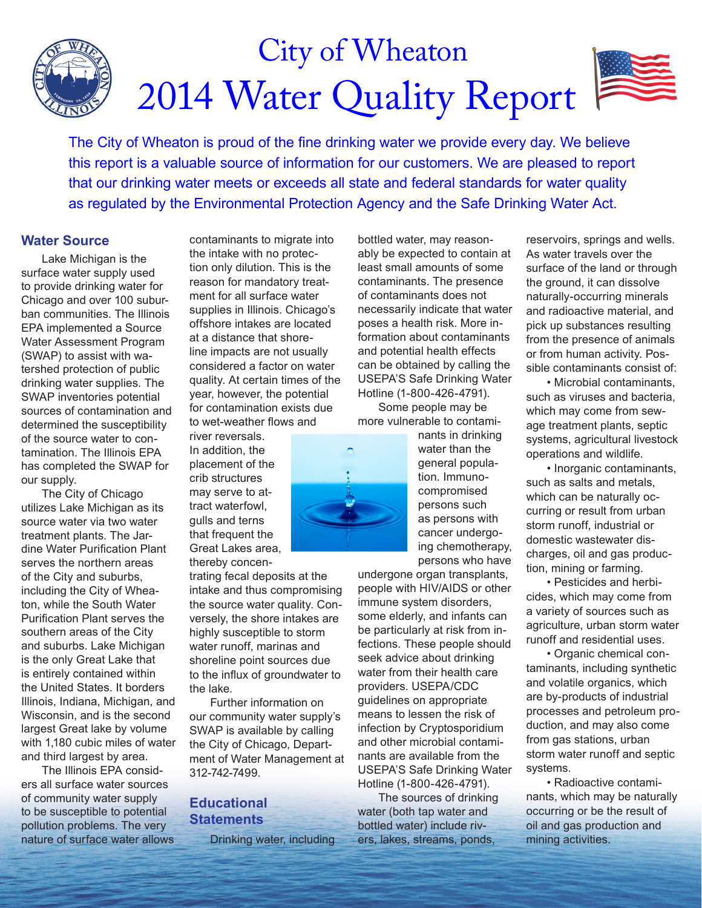# City of Wheaton 2014 Water Quality Report

The City of Wheaton is proud of the fine drinking water we provide every day. We believe this report is a valuable source of information for our customers. We are pleased to report that our drinking water meets or exceeds all state and federal standards for water quality as regulated by the Environmental Protection Agency and the Safe Drinking Water Act.

## Water Source

Lake Michigan is the surface water supply used to provide drinking water for Chicago and over 100 suburban communities. The Illinois EPA implemented a Source Water Assessment Program (SWAP) to assist with watershed protection of public drinking water supplies. The SWAP inventories potential sources of contamination and determined the susceptibility of the source water to contamination. The Illinois EPA has completed the SWAP for our supply.

The City of Chicago utilizes Lake Michigan as its source water via two water treatment plants. The Jardine Water Purification Plant serves the northern areas of the City and suburbs, including the City of Wheaton, while the South Water Purification Plant serves the southern areas of the City and suburbs. Lake Michigan is the only Great Lake that is entirely contained within the United States. It borders Illinois, Indiana, Michigan, and Wisconsin, and is the second largest Great lake by volume with 1,180 cubic miles of water and third largest by area.

The Illinois EPA considers all surface water sources of community water supply to be susceptible to potential pollution problems. The very nature of surface water allows contaminants to migrate into the intake with no protection only dilution. This is the reason for mandatory treatment for all surface water supplies in Illinois. Chicago's offshore intakes are located at a distance that shoreline impacts are not usually considered a factor on water quality. At certain times of the year, however, the potential for contamination exists due to wet-weather flows and river reversals. In addition, the placement of the crib structures may serve to attract waterfowl, gulls and terns that frequent the Great Lakes area, thereby concentrating fecal deposits at the intake and thus compromising the source water quality. Conversely, the shore intakes are highly susceptible to storm water runoff, marinas and shoreline point sources due to the influx of groundwater to the lake.

Further information on our community water supply's SWAP is available by calling the City of Chicago, Department of Water Management at 312-742-7499.

## Educational Statements

Drinking water, including bottled water, may reasonably be expected to contain at least small amounts of some contaminants. The presence of contaminants does not necessarily indicate that water poses a health risk. More information about contaminants and potential health effects can be obtained by calling the USEPA'S Safe Drinking Water Hotline (1-800-426-4791).

Some people may be more vulnerable to contaminants in drinking water than the general population. Immuno-compromised persons such as persons with cancer undergoing chemotherapy, persons who have undergone organ transplants, people with HIV/AIDS or other immune system disorders, some elderly, and infants can be particularly at risk from infections. These people should seek advice about drinking water from their health care providers. USEPA/CDC guidelines on appropriate means to lessen the risk of infection by Cryptosporidium and other microbial contaminants are available from the USEPA'S Safe Drinking Water Hotline (1-800-426-4791).

The sources of drinking water (both tap water and bottled water) include rivers, lakes, streams, ponds, reservoirs, springs and wells. As water travels over the surface of the land or through the ground, it can dissolve naturally-occurring minerals and radioactive material, and pick up substances resulting from the presence of animals or from human activity. Possible contaminants consist of:

- Microbial contaminants, such as viruses and bacteria, which may come from sewage treatment plants, septic systems, agricultural livestock operations and wildlife.
- Inorganic contaminants, such as salts and metals, which can be naturally occurring or result from urban storm runoff, industrial or domestic wastewater discharges, oil and gas production, mining or farming.
- Pesticides and herbicides, which may come from a variety of sources such as agriculture, urban storm water runoff and residential uses.
- Organic chemical contaminants, including synthetic and volatile organics, which are by-products of industrial processes and petroleum production, and may also come from gas stations, urban storm water runoff and septic systems.
- Radioactive contaminants, which may be naturally occurring or be the result of oil and gas production and mining activities.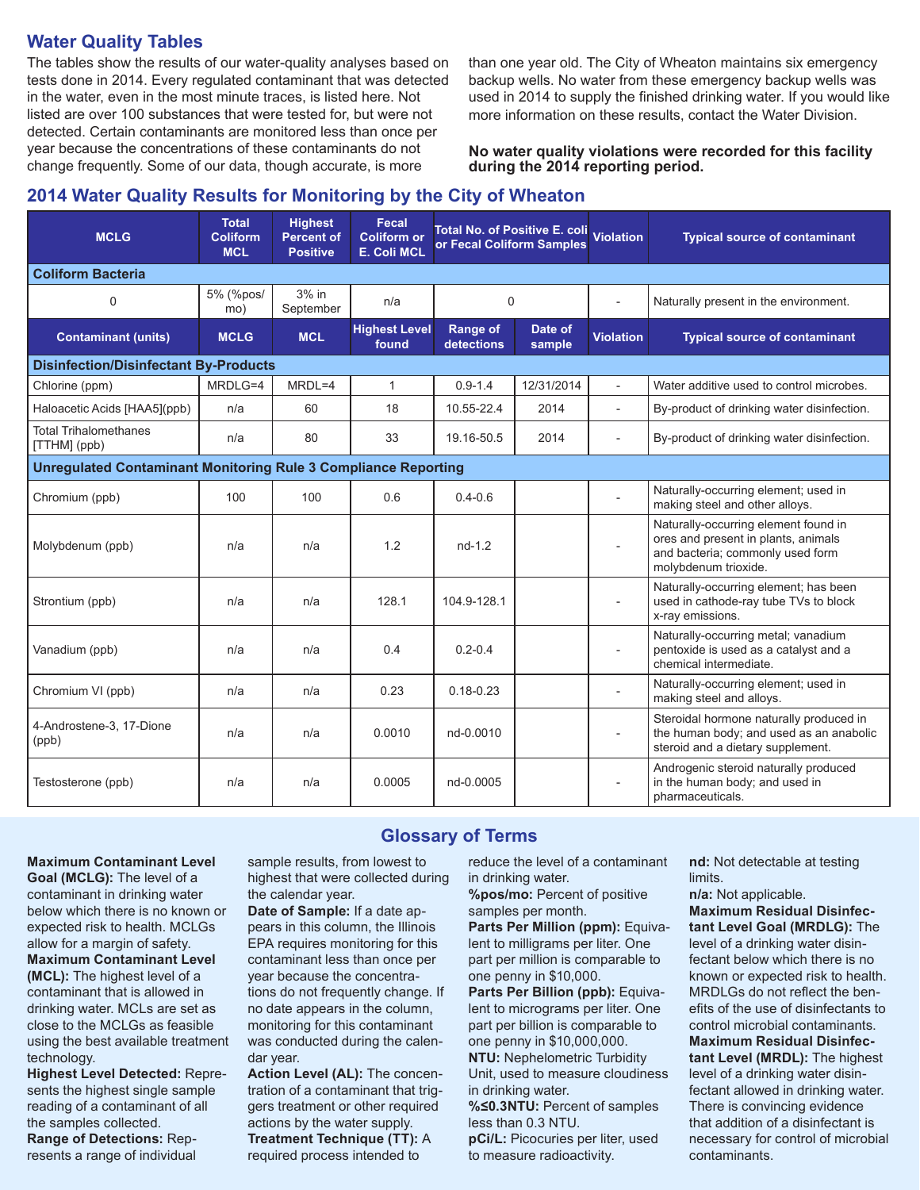## Water Quality Tables

The tables show the results of our water-quality analyses based on tests done in 2014. Every regulated contaminant that was detected in the water, even in the most minute traces, is listed here. Not listed are over 100 substances that were tested for, but were not detected. Certain contaminants are monitored less than once per year because the concentrations of these contaminants do not change frequently. Some of our data, though accurate, is more than one year old. The City of Wheaton maintains six emergency backup wells. No water from these emergency backup wells was used in 2014 to supply the finished drinking water. If you would like more information on these results, contact the Water Division.

**No water quality violations were recorded for this facility during the 2014 reporting period.**

## 2014 Water Quality Results for Monitoring by the City of Wheaton

| MCLG | Total Coliform MCL | Highest Percent of Positive | Fecal Coliform or E. Coli MCL | Total No. of Positive E. coli or Fecal Coliform Samples | | Violation | Typical source of contaminant |
|---|---|---|---|---|---|---|---|
| **Coliform Bacteria** | | | | | | | |
| 0 | 5% (%pos/mo) | 3% in September | n/a | 0 | | - | Naturally present in the environment. |
| **Contaminant (units)** | **MCLG** | **MCL** | **Highest Level found** | **Range of detections** | **Date of sample** | **Violation** | **Typical source of contaminant** |
| **Disinfection/Disinfectant By-Products** | | | | | | | |
| Chlorine (ppm) | MRDLG=4 | MRDL=4 | 1 | 0.9-1.4 | 12/31/2014 | - | Water additive used to control microbes. |
| Haloacetic Acids [HAA5](ppb) | n/a | 60 | 18 | 10.55-22.4 | 2014 | - | By-product of drinking water disinfection. |
| Total Trihalomethanes [TTHM] (ppb) | n/a | 80 | 33 | 19.16-50.5 | 2014 | - | By-product of drinking water disinfection. |
| **Unregulated Contaminant Monitoring Rule 3 Compliance Reporting** | | | | | | | |
| Chromium (ppb) | 100 | 100 | 0.6 | 0.4-0.6 | | - | Naturally-occurring element; used in making steel and other alloys. |
| Molybdenum (ppb) | n/a | n/a | 1.2 | nd-1.2 | | - | Naturally-occurring element found in ores and present in plants, animals and bacteria; commonly used form molybdenum trioxide. |
| Strontium (ppb) | n/a | n/a | 128.1 | 104.9-128.1 | | - | Naturally-occurring element; has been used in cathode-ray tube TVs to block x-ray emissions. |
| Vanadium (ppb) | n/a | n/a | 0.4 | 0.2-0.4 | | - | Naturally-occurring metal; vanadium pentoxide is used as a catalyst and a chemical intermediate. |
| Chromium VI (ppb) | n/a | n/a | 0.23 | 0.18-0.23 | | - | Naturally-occurring element; used in making steel and alloys. |
| 4-Androstene-3, 17-Dione (ppb) | n/a | n/a | 0.0010 | nd-0.0010 | | - | Steroidal hormone naturally produced in the human body; and used as an anabolic steroid and a dietary supplement. |
| Testosterone (ppb) | n/a | n/a | 0.0005 | nd-0.0005 | | - | Androgenic steroid naturally produced in the human body; and used in pharmaceuticals. |

## Glossary of Terms

**Maximum Contaminant Level Goal (MCLG):** The level of a contaminant in drinking water below which there is no known or expected risk to health. MCLGs allow for a margin of safety.

**Maximum Contaminant Level (MCL):** The highest level of a contaminant that is allowed in drinking water. MCLs are set as close to the MCLGs as feasible using the best available treatment technology.

**Highest Level Detected:** Represents the highest single sample reading of a contaminant of all the samples collected.

**Range of Detections:** Represents a range of individual sample results, from lowest to highest that were collected during the calendar year.

**Date of Sample:** If a date appears in this column, the Illinois EPA requires monitoring for this contaminant less than once per year because the concentrations do not frequently change. If no date appears in the column, monitoring for this contaminant was conducted during the calendar year.

**Action Level (AL):** The concentration of a contaminant that triggers treatment or other required actions by the water supply.

**Treatment Technique (TT):** A required process intended to reduce the level of a contaminant in drinking water.

**%pos/mo:** Percent of positive samples per month.

**Parts Per Million (ppm):** Equivalent to milligrams per liter. One part per million is comparable to one penny in $10,000.

**Parts Per Billion (ppb):** Equivalent to micrograms per liter. One part per billion is comparable to one penny in $10,000,000.

**NTU:** Nephelometric Turbidity Unit, used to measure cloudiness in drinking water.

**%≤0.3NTU:** Percent of samples less than 0.3 NTU.

**pCi/L:** Picocuries per liter, used to measure radioactivity.

**nd:** Not detectable at testing limits.

**n/a:** Not applicable.

**Maximum Residual Disinfectant Level Goal (MRDLG):** The level of a drinking water disinfectant below which there is no known or expected risk to health. MRDLGs do not reflect the benefits of the use of disinfectants to control microbial contaminants.

**Maximum Residual Disinfectant Level (MRDL):** The highest level of a drinking water disinfectant allowed in drinking water. There is convincing evidence that addition of a disinfectant is necessary for control of microbial contaminants.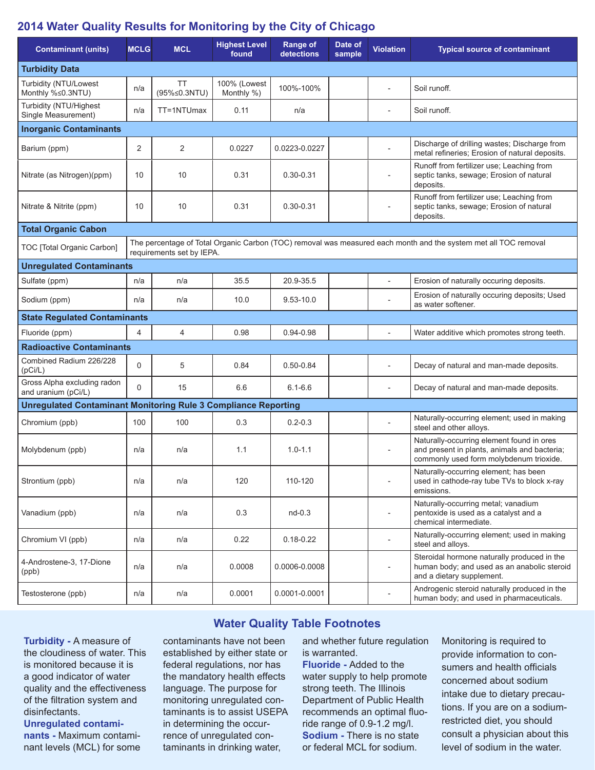## 2014 Water Quality Results for Monitoring by the City of Chicago

| Contaminant (units) | MCLG | MCL | Highest Level found | Range of detections | Date of sample | Violation | Typical source of contaminant |
|---|---|---|---|---|---|---|---|
| **Turbidity Data** | | | | | | | |
| Turbidity (NTU/Lowest Monthly %≤0.3NTU) | n/a | TT (95%≤0.3NTU) | 100% (Lowest Monthly %) | 100%-100% | | - | Soil runoff. |
| Turbidity (NTU/Highest Single Measurement) | n/a | TT=1NTUmax | 0.11 | n/a | | - | Soil runoff. |
| **Inorganic Contaminants** | | | | | | | |
| Barium (ppm) | 2 | 2 | 0.0227 | 0.0223-0.0227 | | - | Discharge of drilling wastes; Discharge from metal refineries; Erosion of natural deposits. |
| Nitrate (as Nitrogen)(ppm) | 10 | 10 | 0.31 | 0.30-0.31 | | - | Runoff from fertilizer use; Leaching from septic tanks, sewage; Erosion of natural deposits. |
| Nitrate & Nitrite (ppm) | 10 | 10 | 0.31 | 0.30-0.31 | | - | Runoff from fertilizer use; Leaching from septic tanks, sewage; Erosion of natural deposits. |
| **Total Organic Cabon** | | | | | | | |
| TOC [Total Organic Carbon] | The percentage of Total Organic Carbon (TOC) removal was measured each month and the system met all TOC removal requirements set by IEPA. | | | | | | |
| **Unregulated Contaminants** | | | | | | | |
| Sulfate (ppm) | n/a | n/a | 35.5 | 20.9-35.5 | | - | Erosion of naturally occuring deposits. |
| Sodium (ppm) | n/a | n/a | 10.0 | 9.53-10.0 | | - | Erosion of naturally occuring deposits; Used as water softener. |
| **State Regulated Contaminants** | | | | | | | |
| Fluoride (ppm) | 4 | 4 | 0.98 | 0.94-0.98 | | - | Water additive which promotes strong teeth. |
| **Radioactive Contaminants** | | | | | | | |
| Combined Radium 226/228 (pCi/L) | 0 | 5 | 0.84 | 0.50-0.84 | | - | Decay of natural and man-made deposits. |
| Gross Alpha excluding radon and uranium (pCi/L) | 0 | 15 | 6.6 | 6.1-6.6 | | - | Decay of natural and man-made deposits. |
| **Unregulated Contaminant Monitoring Rule 3 Compliance Reporting** | | | | | | | |
| Chromium (ppb) | 100 | 100 | 0.3 | 0.2-0.3 | | - | Naturally-occurring element; used in making steel and other alloys. |
| Molybdenum (ppb) | n/a | n/a | 1.1 | 1.0-1.1 | | - | Naturally-occurring element found in ores and present in plants, animals and bacteria; commonly used form molybdenum trioxide. |
| Strontium (ppb) | n/a | n/a | 120 | 110-120 | | - | Naturally-occurring element; has been used in cathode-ray tube TVs to block x-ray emissions. |
| Vanadium (ppb) | n/a | n/a | 0.3 | nd-0.3 | | - | Naturally-occurring metal; vanadium pentoxide is used as a catalyst and a chemical intermediate. |
| Chromium VI (ppb) | n/a | n/a | 0.22 | 0.18-0.22 | | - | Naturally-occurring element; used in making steel and alloys. |
| 4-Androstene-3, 17-Dione (ppb) | n/a | n/a | 0.0008 | 0.0006-0.0008 | | - | Steroidal hormone naturally produced in the human body; and used as an anabolic steroid and a dietary supplement. |
| Testosterone (ppb) | n/a | n/a | 0.0001 | 0.0001-0.0001 | | - | Androgenic steroid naturally produced in the human body; and used in pharmaceuticals. |

## Water Quality Table Footnotes

**Turbidity -** A measure of the cloudiness of water. This is monitored because it is a good indicator of water quality and the effectiveness of the filtration system and disinfectants.

**Unregulated contaminants -** Maximum contaminant levels (MCL) for some contaminants have not been established by either state or federal regulations, nor has the mandatory health effects language. The purpose for monitoring unregulated contaminants is to assist USEPA in determining the occurrence of unregulated contaminants in drinking water, and whether future regulation is warranted.

**Fluoride -** Added to the water supply to help promote strong teeth. The Illinois Department of Public Health recommends an optimal fluoride range of 0.9-1.2 mg/l.

**Sodium -** There is no state or federal MCL for sodium. Monitoring is required to provide information to consumers and health officials concerned about sodium intake due to dietary precautions. If you are on a sodium-restricted diet, you should consult a physician about this level of sodium in the water.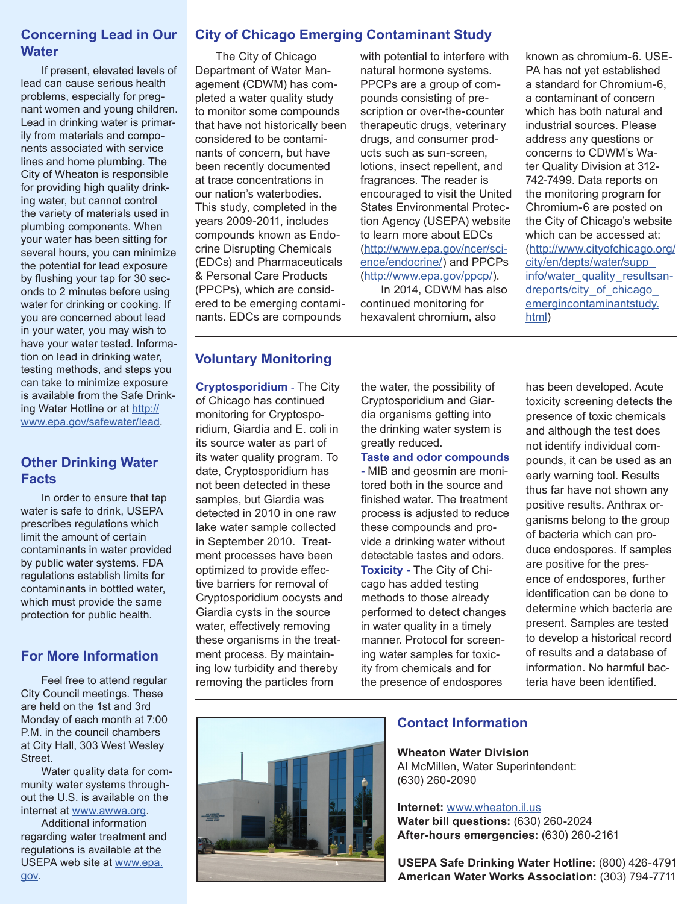## Concerning Lead in Our Water

If present, elevated levels of lead can cause serious health problems, especially for pregnant women and young children. Lead in drinking water is primarily from materials and components associated with service lines and home plumbing. The City of Wheaton is responsible for providing high quality drinking water, but cannot control the variety of materials used in plumbing components. When your water has been sitting for several hours, you can minimize the potential for lead exposure by flushing your tap for 30 seconds to 2 minutes before using water for drinking or cooking. If you are concerned about lead in your water, you may wish to have your water tested. Information on lead in drinking water, testing methods, and steps you can take to minimize exposure is available from the Safe Drinking Water Hotline or at http://www.epa.gov/safewater/lead.

## Other Drinking Water Facts

In order to ensure that tap water is safe to drink, USEPA prescribes regulations which limit the amount of certain contaminants in water provided by public water systems. FDA regulations establish limits for contaminants in bottled water, which must provide the same protection for public health.

## For More Information

Feel free to attend regular City Council meetings. These are held on the 1st and 3rd Monday of each month at 7:00 P.M. in the council chambers at City Hall, 303 West Wesley Street.

Water quality data for community water systems throughout the U.S. is available on the internet at www.awwa.org.

Additional information regarding water treatment and regulations is available at the USEPA web site at www.epa.gov.

## City of Chicago Emerging Contaminant Study

The City of Chicago Department of Water Management (CDWM) has completed a water quality study to monitor some compounds that have not historically been considered to be contaminants of concern, but have been recently documented at trace concentrations in our nation's waterbodies. This study, completed in the years 2009-2011, includes compounds known as Endocrine Disrupting Chemicals (EDCs) and Pharmaceuticals & Personal Care Products (PPCPs), which are considered to be emerging contaminants. EDCs are compounds with potential to interfere with natural hormone systems. PPCPs are a group of compounds consisting of prescription or over-the-counter therapeutic drugs, veterinary drugs, and consumer products such as sun-screen, lotions, insect repellent, and fragrances. The reader is encouraged to visit the United States Environmental Protection Agency (USEPA) website to learn more about EDCs (http://www.epa.gov/ncer/science/endocrine/) and PPCPs (http://www.epa.gov/ppcp/).

In 2014, CDWM has also continued monitoring for hexavalent chromium, also known as chromium-6. USEPA has not yet established a standard for Chromium-6, a contaminant of concern which has both natural and industrial sources. Please address any questions or concerns to CDWM's Water Quality Division at 312-742-7499. Data reports on the monitoring program for Chromium-6 are posted on the City of Chicago's website which can be accessed at: (http://www.cityofchicago.org/city/en/depts/water/supp_info/water_quality_resultsandreports/city_of_chicago_emergincontaminantstudy.html)

## Voluntary Monitoring

**Cryptosporidium** - The City of Chicago has continued monitoring for Cryptosporidium, Giardia and E. coli in its source water as part of its water quality program. To date, Cryptosporidium has not been detected in these samples, but Giardia was detected in 2010 in one raw lake water sample collected in September 2010. Treatment processes have been optimized to provide effective barriers for removal of Cryptosporidium oocysts and Giardia cysts in the source water, effectively removing these organisms in the treatment process. By maintaining low turbidity and thereby removing the particles from the water, the possibility of Cryptosporidium and Giardia organisms getting into the drinking water system is greatly reduced.

**Taste and odor compounds** - MIB and geosmin are monitored both in the source and finished water. The treatment process is adjusted to reduce these compounds and provide a drinking water without detectable tastes and odors.

**Toxicity** - The City of Chicago has added testing methods to those already performed to detect changes in water quality in a timely manner. Protocol for screening water samples for toxicity from chemicals and for the presence of endospores has been developed. Acute toxicity screening detects the presence of toxic chemicals and although the test does not identify individual compounds, it can be used as an early warning tool. Results thus far have not shown any positive results. Anthrax organisms belong to the group of bacteria which can produce endospores. If samples are positive for the presence of endospores, further identification can be done to determine which bacteria are present. Samples are tested to develop a historical record of results and a database of information. No harmful bacteria have been identified.

## Contact Information

**Wheaton Water Division**
Al McMillen, Water Superintendent:
(630) 260-2090

**Internet:** www.wheaton.il.us
**Water bill questions:** (630) 260-2024
**After-hours emergencies:** (630) 260-2161

**USEPA Safe Drinking Water Hotline:** (800) 426-4791
**American Water Works Association:** (303) 794-7711